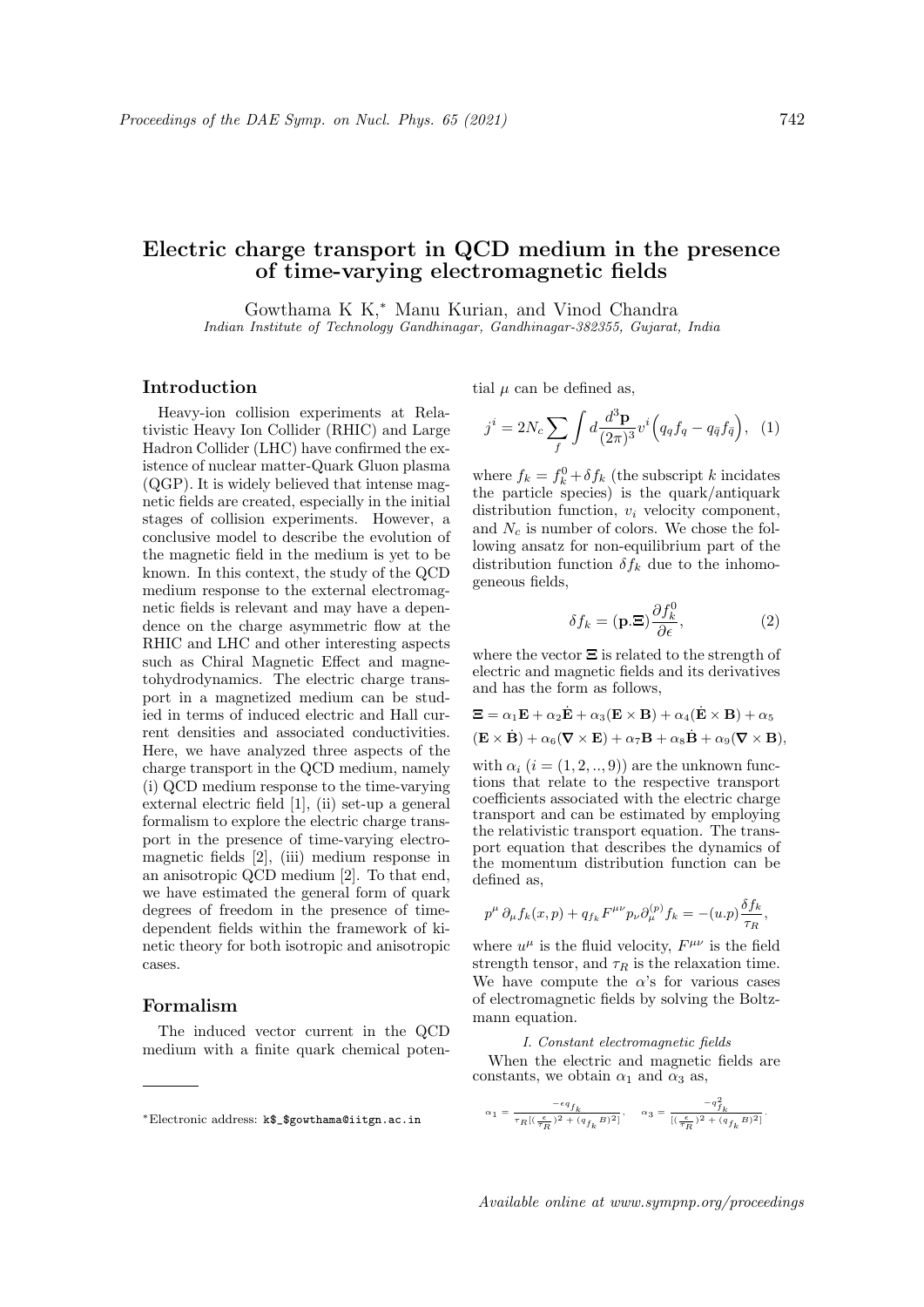# Electric charge transport in QCD medium in the presence of time-varying electromagnetic fields

Gowthama K K,* Manu Kurian, and Vinod Chandra

*Indian Institute of Technology Gandhinagar, Gandhinagar-382355, Gujarat, India*

## Introduction

Heavy-ion collision experiments at Relativistic Heavy Ion Collider (RHIC) and Large Hadron Collider (LHC) have confirmed the existence of nuclear matter-Quark Gluon plasma (QGP). It is widely believed that intense magnetic fields are created, especially in the initial stages of collision experiments. However, a conclusive model to describe the evolution of the magnetic field in the medium is yet to be known. In this context, the study of the QCD medium response to the external electromagnetic fields is relevant and may have a dependence on the charge asymmetric flow at the RHIC and LHC and other interesting aspects such as Chiral Magnetic Effect and magnetohydrodynamics. The electric charge transport in a magnetized medium can be studied in terms of induced electric and Hall current densities and associated conductivities. Here, we have analyzed three aspects of the charge transport in the QCD medium, namely (i) QCD medium response to the time-varying external electric field [1], (ii) set-up a general formalism to explore the electric charge transport in the presence of time-varying electromagnetic fields [2], (iii) medium response in an anisotropic QCD medium [2]. To that end, we have estimated the general form of quark degrees of freedom in the presence of time-dependent fields within the framework of kinetic theory for both isotropic and anisotropic cases.

## Formalism

The induced vector current in the QCD medium with a finite quark chemical potential $\mu$ can be defined as,

$$j^i = 2N_c \sum_f \int d\frac{d^3\mathbf{p}}{(2\pi)^3} v^i \Big( q_q f_q - q_{\bar{q}} f_{\bar{q}} \Big), \quad (1)$$

where $f_k = f_k^0 + \delta f_k$ (the subscript $k$ incidates the particle species) is the quark/antiquark distribution function, $v_i$ velocity component, and $N_c$ is number of colors. We chose the following ansatz for non-equilibrium part of the distribution function $\delta f_k$ due to the inhomogeneous fields,

$$\delta f_k = (\mathbf{p}.\mathbf{\Xi}) \frac{\partial f_k^0}{\partial \epsilon}, \quad (2)$$

where the vector $\mathbf{\Xi}$ is related to the strength of electric and magnetic fields and its derivatives and has the form as follows,

$$\mathbf{\Xi} = \alpha_1 \mathbf{E} + \alpha_2 \dot{\mathbf{E}} + \alpha_3 (\mathbf{E} \times \mathbf{B}) + \alpha_4 (\dot{\mathbf{E}} \times \mathbf{B}) + \alpha_5 (\mathbf{E} \times \dot{\mathbf{B}}) + \alpha_6 (\nabla \times \mathbf{E}) + \alpha_7 \mathbf{B} + \alpha_8 \dot{\mathbf{B}} + \alpha_9 (\nabla \times \mathbf{B}),$$

with $\alpha_i$ $(i = (1, 2, .., 9))$ are the unknown functions that relate to the respective transport coefficients associated with the electric charge transport and can be estimated by employing the relativistic transport equation. The transport equation that describes the dynamics of the momentum distribution function can be defined as,

$$p^\mu \partial_\mu f_k(x, p) + q_{f_k} F^{\mu\nu} p_\nu \partial_\mu^{(p)} f_k = -(u.p) \frac{\delta f_k}{\tau_R},$$

where $u^\mu$ is the fluid velocity, $F^{\mu\nu}$ is the field strength tensor, and $\tau_R$ is the relaxation time. We have compute the $\alpha$'s for various cases of electromagnetic fields by solving the Boltzmann equation.

*I. Constant electromagnetic fields*

When the electric and magnetic fields are constants, we obtain $\alpha_1$ and $\alpha_3$ as,

$$\alpha_1 = \frac{-\epsilon q_{f_k}}{\tau_R [(\frac{\epsilon}{\tau_R})^2 + (q_{f_k} B)^2]}, \quad \alpha_3 = \frac{-q_{f_k}^2}{[(\frac{\epsilon}{\tau_R})^2 + (q_{f_k} B)^2]}.$$

*Electronic address: k$_$gowthama@iitgn.ac.in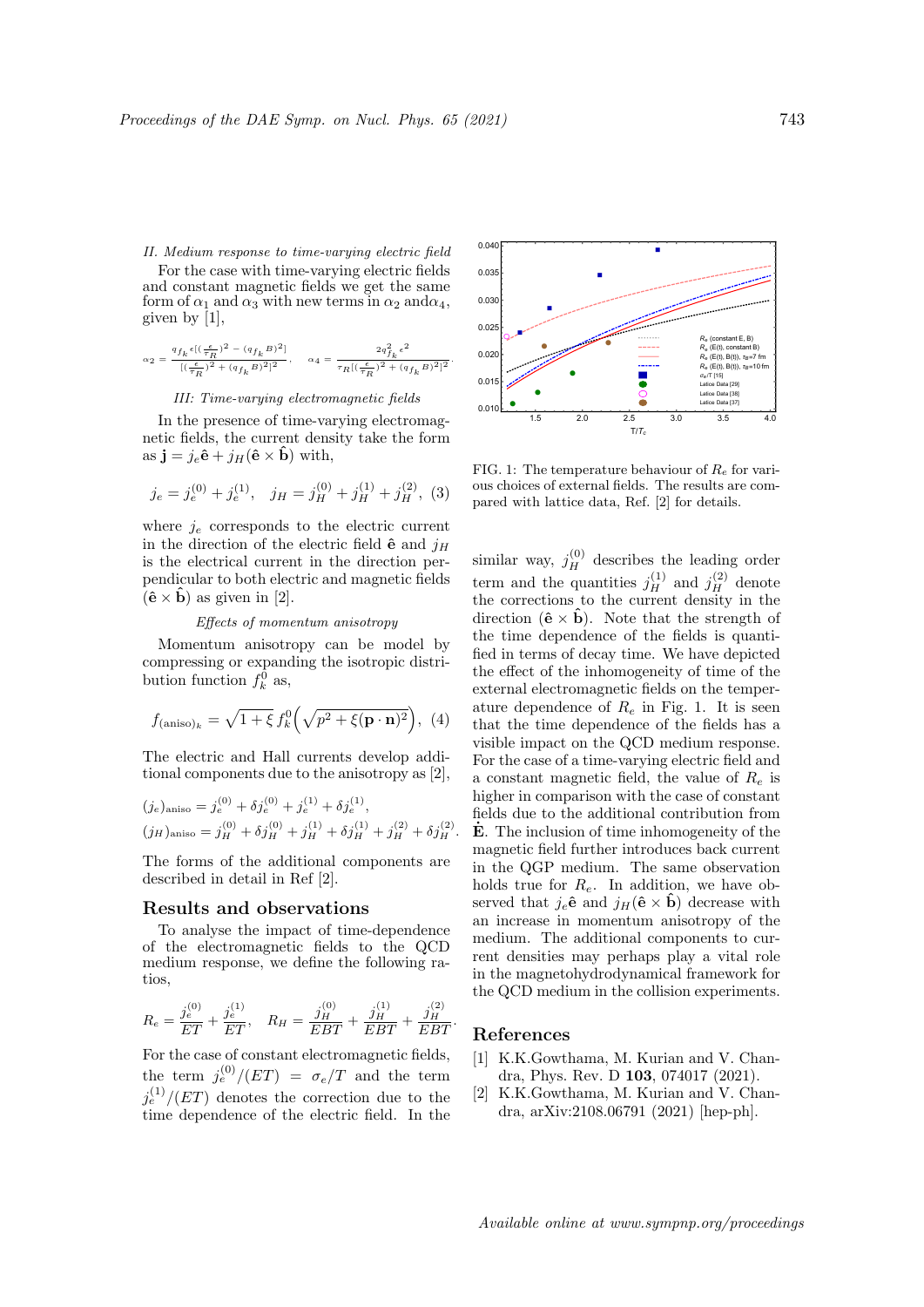*II. Medium response to time-varying electric field*

For the case with time-varying electric fields and constant magnetic fields we get the same form of $\alpha_1$ and $\alpha_3$ with new terms in $\alpha_2$ and$\alpha_4$, given by [1],

$$\alpha_2 = \frac{q_{f_k}\epsilon[(\frac{\epsilon}{\tau_R})^2 - (q_{f_k}B)^2]}{[(\frac{\epsilon}{\tau_R})^2 + (q_{f_k}B)^2]^2}, \quad \alpha_4 = \frac{2q_{f_k}^2\epsilon^2}{\tau_R[(\frac{\epsilon}{\tau_R})^2 + (q_{f_k}B)^2]^2}.$$

*III: Time-varying electromagnetic fields*

In the presence of time-varying electromagnetic fields, the current density take the form as $\mathbf{j} = j_e\hat{\mathbf{e}} + j_H(\hat{\mathbf{e}} \times \hat{\mathbf{b}})$ with,

$$j_e = j_e^{(0)} + j_e^{(1)}, \quad j_H = j_H^{(0)} + j_H^{(1)} + j_H^{(2)}, \quad (3)$$

where $j_e$ corresponds to the electric current in the direction of the electric field $\hat{\mathbf{e}}$ and $j_H$ is the electrical current in the direction perpendicular to both electric and magnetic fields $(\hat{\mathbf{e}} \times \hat{\mathbf{b}})$ as given in [2].

*Effects of momentum anisotropy*

Momentum anisotropy can be model by compressing or expanding the isotropic distribution function $f_k^0$ as,

$$f_{(\text{aniso})_k} = \sqrt{1+\xi}\, f_k^0\Big(\sqrt{p^2 + \xi(\mathbf{p}\cdot\mathbf{n})^2}\Big), \quad (4)$$

The electric and Hall currents develop additional components due to the anisotropy as [2],

$$(j_e)_{\text{aniso}} = j_e^{(0)} + \delta j_e^{(0)} + j_e^{(1)} + \delta j_e^{(1)},$$
$$(j_H)_{\text{aniso}} = j_H^{(0)} + \delta j_H^{(0)} + j_H^{(1)} + \delta j_H^{(1)} + j_H^{(2)} + \delta j_H^{(2)}.$$

The forms of the additional components are described in detail in Ref [2].

## Results and observations

To analyse the impact of time-dependence of the electromagnetic fields to the QCD medium response, we define the following ratios,

$$R_e = \frac{j_e^{(0)}}{ET} + \frac{j_e^{(1)}}{ET}, \quad R_H = \frac{j_H^{(0)}}{EBT} + \frac{j_H^{(1)}}{EBT} + \frac{j_H^{(2)}}{EBT}.$$

For the case of constant electromagnetic fields, the term $j_e^{(0)}/(ET) = \sigma_e/T$ and the term $j_e^{(1)}/(ET)$ denotes the correction due to the time dependence of the electric field. In the similar way, $j_H^{(0)}$ describes the leading order term and the quantities $j_H^{(1)}$ and $j_H^{(2)}$ denote the corrections to the current density in the direction $(\hat{\mathbf{e}} \times \hat{\mathbf{b}})$. Note that the strength of the time dependence of the fields is quantified in terms of decay time. We have depicted the effect of the inhomogeneity of time of the external electromagnetic fields on the temperature dependence of $R_e$ in Fig. 1. It is seen that the time dependence of the fields has a visible impact on the QCD medium response. For the case of a time-varying electric field and a constant magnetic field, the value of $R_e$ is higher in comparison with the case of constant fields due to the additional contribution from $\dot{\mathbf{E}}$. The inclusion of time inhomogeneity of the magnetic field further introduces back current in the QGP medium. The same observation holds true for $R_e$. In addition, we have observed that $j_e\hat{\mathbf{e}}$ and $j_H(\hat{\mathbf{e}} \times \hat{\mathbf{b}})$ decrease with an increase in momentum anisotropy of the medium. The additional components to current densities play a vital role in the magnetohydrodynamical framework for the QCD medium in the collision experiments.

0.040
0.035
0.030
0.025
0.020
0.015
0.010
1.5
2.0
2.5
3.0
3.5
4.0
T/T$_c$
$R_e$ (constant E, B)
$R_e$ (E(t), constant B)
$R_e$ (E(t), B(t)), $\tau_B$=7 fm
$R_e$ (E(t), B(t)), $\tau_B$=10 fm
$\sigma_e$/T [15]
Lattice Data [29]
Lattice Data [38]
Lattice Data [37]

FIG. 1: The temperature behaviour of $R_e$ for various choices of external fields. The results are compared with lattice data, Ref. [2] for details.

## References

[1] K.K.Gowthama, M. Kurian and V. Chandra, Phys. Rev. D **103**, 074017 (2021).

[2] K.K.Gowthama, M. Kurian and V. Chandra, arXiv:2108.06791 (2021) [hep-ph].